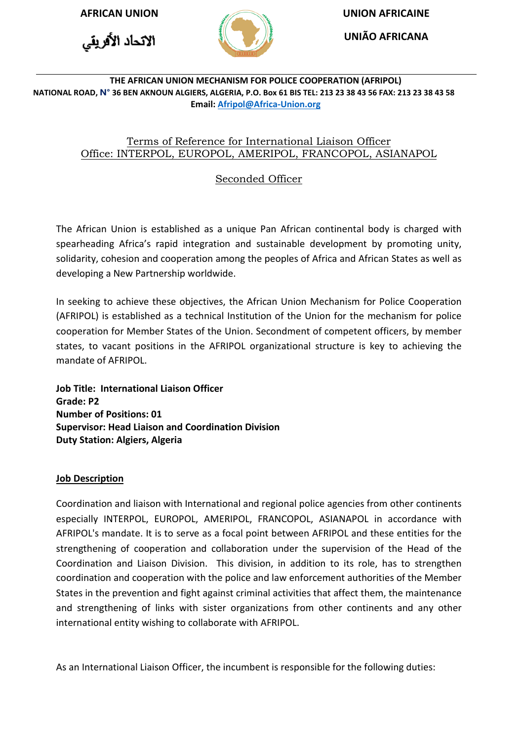**AFRICAN UNION**

الاتحاد الأفريقي

**UNION AFRICAINE**

**UNIÃO AFRICANA**

**THE AFRICAN UNION MECHANISM FOR POLICE COOPERATION (AFRIPOL)**
**NATIONAL ROAD, N° 36 BEN AKNOUN ALGIERS, ALGERIA, P.O. Box 61 BIS TEL: 213 23 38 43 56 FAX: 213 23 38 43 58**
**Email: Afripol@Africa-Union.org**

# Terms of Reference for International Liaison Officer
# Office: INTERPOL, EUROPOL, AMERIPOL, FRANCOPOL, ASIANAPOL

## Seconded Officer

The African Union is established as a unique Pan African continental body is charged with spearheading Africa's rapid integration and sustainable development by promoting unity, solidarity, cohesion and cooperation among the peoples of Africa and African States as well as developing a New Partnership worldwide.

In seeking to achieve these objectives, the African Union Mechanism for Police Cooperation (AFRIPOL) is established as a technical Institution of the Union for the mechanism for police cooperation for Member States of the Union. Secondment of competent officers, by member states, to vacant positions in the AFRIPOL organizational structure is key to achieving the mandate of AFRIPOL.

**Job Title: International Liaison Officer**
**Grade: P2**
**Number of Positions: 01**
**Supervisor: Head Liaison and Coordination Division**
**Duty Station: Algiers, Algeria**

**Job Description**

Coordination and liaison with International and regional police agencies from other continents especially INTERPOL, EUROPOL, AMERIPOL, FRANCOPOL, ASIANAPOL in accordance with AFRIPOL's mandate. It is to serve as a focal point between AFRIPOL and these entities for the strengthening of cooperation and collaboration under the supervision of the Head of the Coordination and Liaison Division. This division, in addition to its role, has to strengthen coordination and cooperation with the police and law enforcement authorities of the Member States in the prevention and fight against criminal activities that affect them, the maintenance and strengthening of links with sister organizations from other continents and any other international entity wishing to collaborate with AFRIPOL.

As an International Liaison Officer, the incumbent is responsible for the following duties: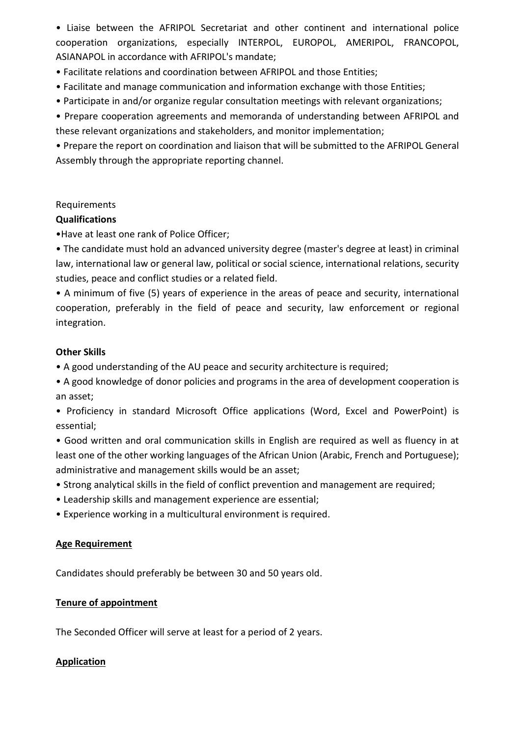- Liaise between the AFRIPOL Secretariat and other continent and international police cooperation organizations, especially INTERPOL, EUROPOL, AMERIPOL, FRANCOPOL, ASIANAPOL in accordance with AFRIPOL's mandate;
- Facilitate relations and coordination between AFRIPOL and those Entities;
- Facilitate and manage communication and information exchange with those Entities;
- Participate in and/or organize regular consultation meetings with relevant organizations;
- Prepare cooperation agreements and memoranda of understanding between AFRIPOL and these relevant organizations and stakeholders, and monitor implementation;
- Prepare the report on coordination and liaison that will be submitted to the AFRIPOL General Assembly through the appropriate reporting channel.

Requirements

**Qualifications**

- Have at least one rank of Police Officer;
- The candidate must hold an advanced university degree (master's degree at least) in criminal law, international law or general law, political or social science, international relations, security studies, peace and conflict studies or a related field.
- A minimum of five (5) years of experience in the areas of peace and security, international cooperation, preferably in the field of peace and security, law enforcement or regional integration.

**Other Skills**

- A good understanding of the AU peace and security architecture is required;
- A good knowledge of donor policies and programs in the area of development cooperation is an asset;
- Proficiency in standard Microsoft Office applications (Word, Excel and PowerPoint) is essential;
- Good written and oral communication skills in English are required as well as fluency in at least one of the other working languages of the African Union (Arabic, French and Portuguese); administrative and management skills would be an asset;
- Strong analytical skills in the field of conflict prevention and management are required;
- Leadership skills and management experience are essential;
- Experience working in a multicultural environment is required.

**Age Requirement**

Candidates should preferably be between 30 and 50 years old.

**Tenure of appointment**

The Seconded Officer will serve at least for a period of 2 years.

**Application**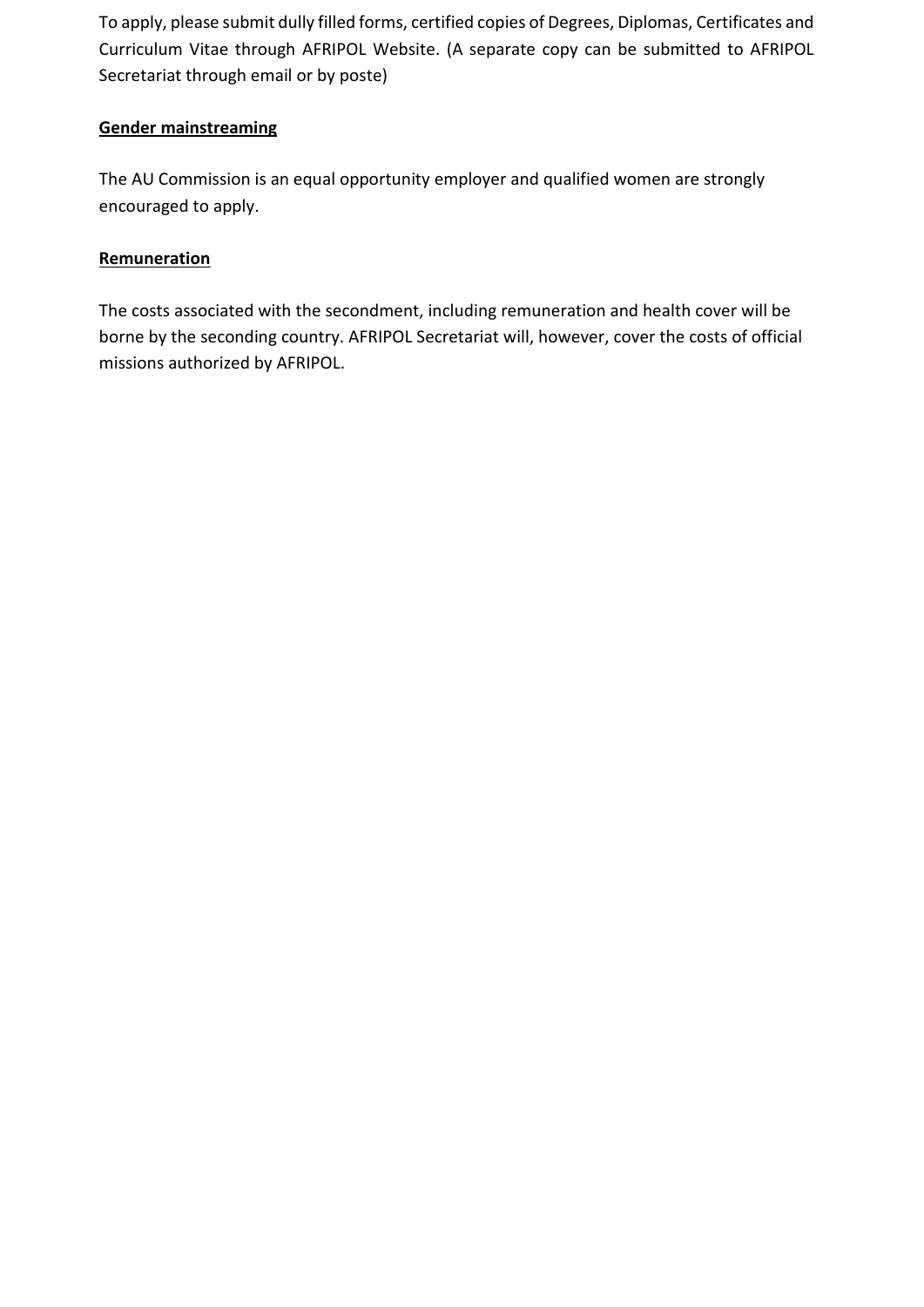To apply, please submit dully filled forms, certified copies of Degrees, Diplomas, Certificates and Curriculum Vitae through AFRIPOL Website. (A separate copy can be submitted to AFRIPOL Secretariat through email or by poste)

**Gender mainstreaming**

The AU Commission is an equal opportunity employer and qualified women are strongly encouraged to apply.

**Remuneration**

The costs associated with the secondment, including remuneration and health cover will be borne by the seconding country. AFRIPOL Secretariat will, however, cover the costs of official missions authorized by AFRIPOL.